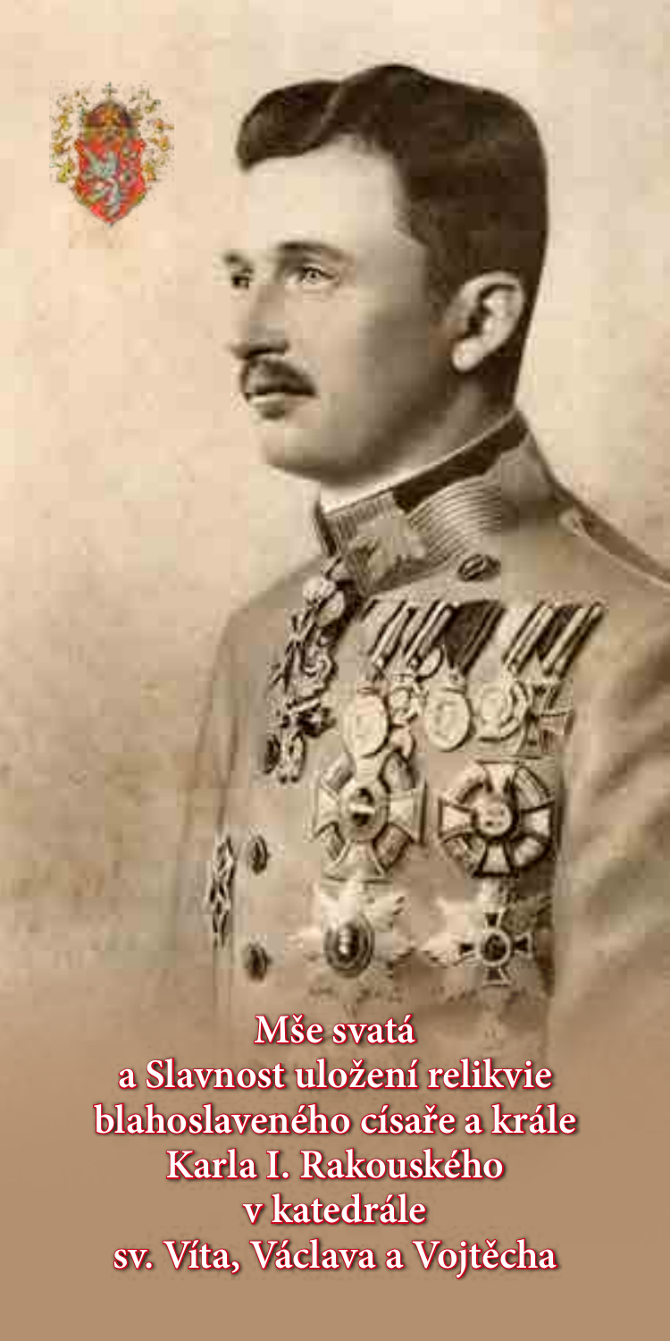# Mše svatá
# a Slavnost uložení relikvie blahoslaveného císaře a krále Karla I. Rakouského v katedrále sv. Víta, Václava a Vojtěcha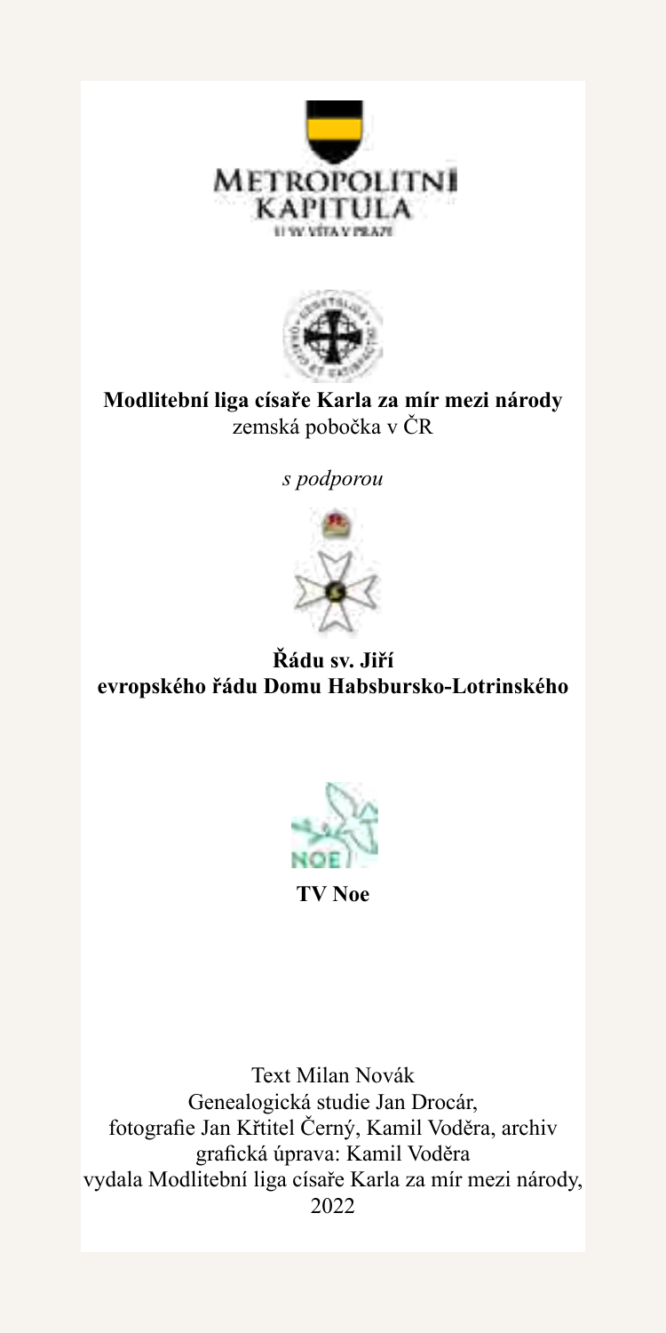METROPOLITNÍ KAPITULA U SV. VÍTA V PRAZE

**Modlitební liga císaře Karla za mír mezi národy**
zemská pobočka v ČR

*s podporou*

**Řádu sv. Jiří**
**evropského řádu Domu Habsbursko-Lotrinského**

NOE

**TV Noe**

Text Milan Novák
Genealogická studie Jan Drocár,
fotografie Jan Křtitel Černý, Kamil Voděra, archiv
grafická úprava: Kamil Voděra
vydala Modlitební liga císaře Karla za mír mezi národy,
2022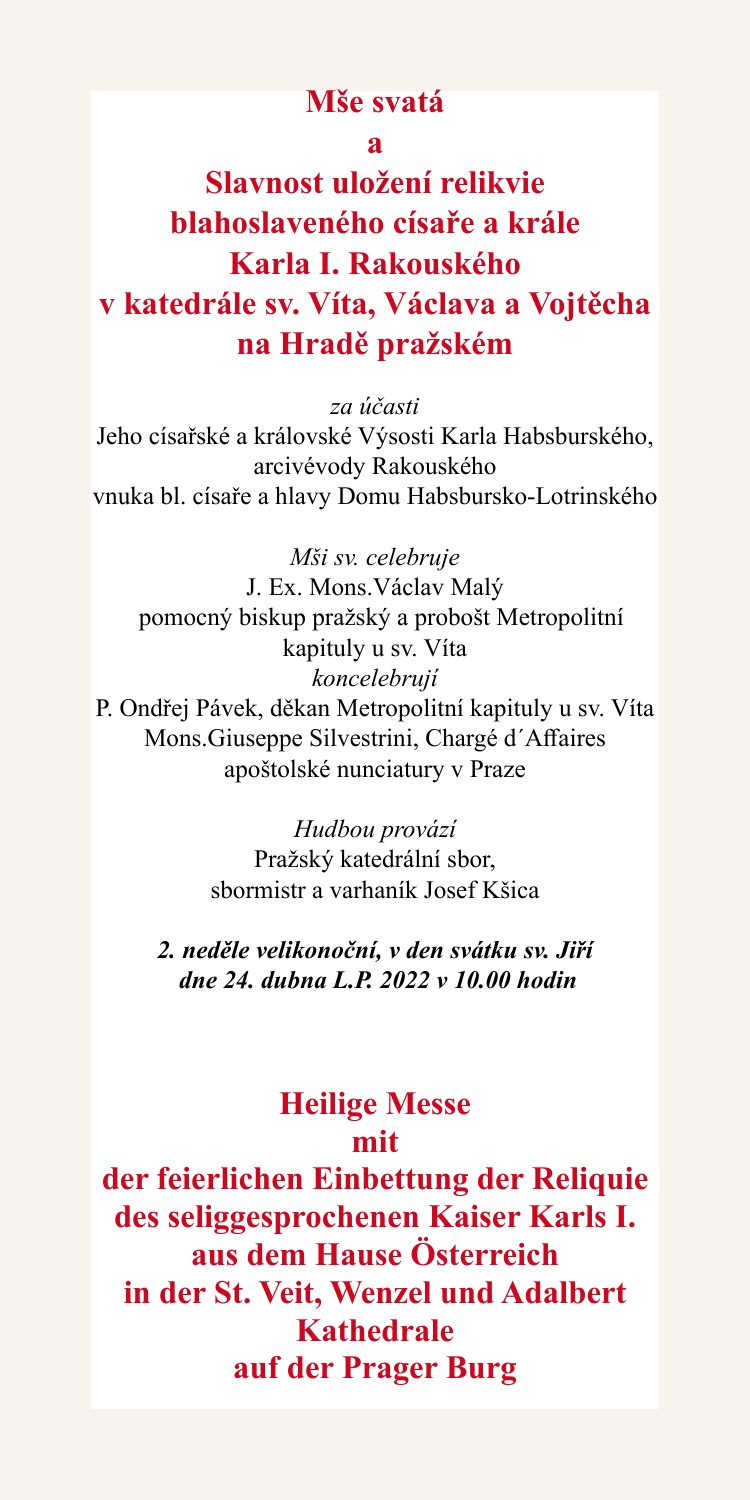# Mše svatá

# a

# Slavnost uložení relikvie blahoslaveného císaře a krále Karla I. Rakouského v katedrále sv. Víta, Václava a Vojtěcha na Hradě pražském

*za účasti*

Jeho císařské a královské Výsosti Karla Habsburského,
arcivévody Rakouského
vnuka bl. císaře a hlavy Domu Habsbursko-Lotrinského

*Mši sv. celebruje*

J. Ex. Mons.Václav Malý
pomocný biskup pražský a probošt Metropolitní kapituly u sv. Víta

*koncelebrují*

P. Ondřej Pávek, děkan Metropolitní kapituly u sv. Víta
Mons.Giuseppe Silvestrini, Chargé d´Affaires apoštolské nunciatury v Praze

*Hudbou provází*

Pražský katedrální sbor,
sbormistr a varhaník Josef Kšica

***2. neděle velikonoční, v den svátku sv. Jiří***
***dne 24. dubna L.P. 2022 v 10.00 hodin***

# Heilige Messe

# mit

# der feierlichen Einbettung der Reliquie des seliggesprochenen Kaiser Karls I. aus dem Hause Österreich in der St. Veit, Wenzel und Adalbert Kathedrale auf der Prager Burg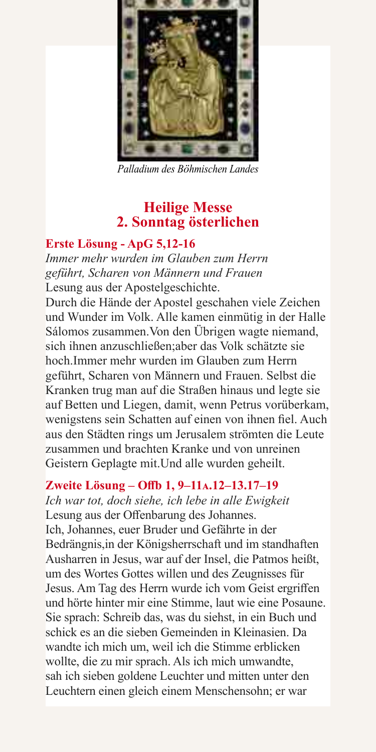*Palladium des Böhmischen Landes*

## Heilige Messe
## 2. Sonntag österlichen

**Erste Lösung - ApG 5,12-16**

*Immer mehr wurden im Glauben zum Herrn geführt, Scharen von Männern und Frauen*

Lesung aus der Apostelgeschichte.

Durch die Hände der Apostel geschahen viele Zeichen und Wunder im Volk. Alle kamen einmütig in der Halle Sálomos zusammen.Von den Übrigen wagte niemand, sich ihnen anzuschließen;aber das Volk schätzte sie hoch.Immer mehr wurden im Glauben zum Herrn geführt, Scharen von Männern und Frauen. Selbst die Kranken trug man auf die Straßen hinaus und legte sie auf Betten und Liegen, damit, wenn Petrus vorüberkam, wenigstens sein Schatten auf einen von ihnen fiel. Auch aus den Städten rings um Jerusalem strömten die Leute zusammen und brachten Kranke und von unreinen Geistern Geplagte mit.Und alle wurden geheilt.

**Zweite Lösung – Offb 1, 9–11a.12–13.17–19**

*Ich war tot, doch siehe, ich lebe in alle Ewigkeit*

Lesung aus der Offenbarung des Johannes.

Ich, Johannes, euer Bruder und Gefährte in der Bedrängnis,in der Königsherrschaft und im standhaften Ausharren in Jesus, war auf der Insel, die Patmos heißt, um des Wortes Gottes willen und des Zeugnisses für Jesus. Am Tag des Herrn wurde ich vom Geist ergriffen und hörte hinter mir eine Stimme, laut wie eine Posaune. Sie sprach: Schreib das, was du siehst, in ein Buch und schick es an die sieben Gemeinden in Kleinasien. Da wandte ich mich um, weil ich die Stimme erblicken wollte, die zu mir sprach. Als ich mich umwandte, sah ich sieben goldene Leuchter und mitten unter den Leuchtern einen gleich einem Menschensohn; er war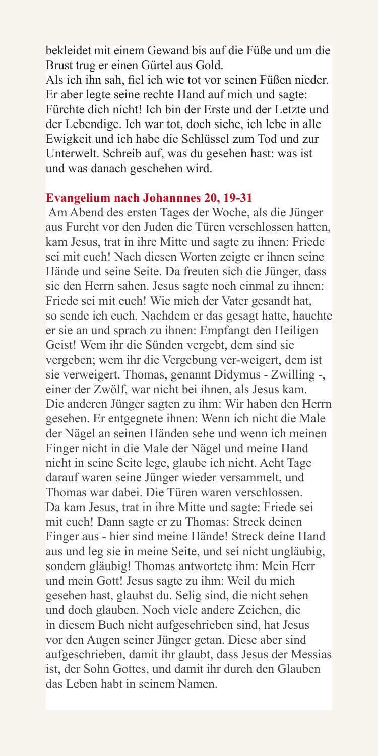bekleidet mit einem Gewand bis auf die Füße und um die Brust trug er einen Gürtel aus Gold.

Als ich ihn sah, fiel ich wie tot vor seinen Füßen nieder. Er aber legte seine rechte Hand auf mich und sagte: Fürchte dich nicht! Ich bin der Erste und der Letzte und der Lebendige. Ich war tot, doch siehe, ich lebe in alle Ewigkeit und ich habe die Schlüssel zum Tod und zur Unterwelt. Schreib auf, was du gesehen hast: was ist und was danach geschehen wird.

**Evangelium nach Johannnes 20, 19-31**

Am Abend des ersten Tages der Woche, als die Jünger aus Furcht vor den Juden die Türen verschlossen hatten, kam Jesus, trat in ihre Mitte und sagte zu ihnen: Friede sei mit euch! Nach diesen Worten zeigte er ihnen seine Hände und seine Seite. Da freuten sich die Jünger, dass sie den Herrn sahen. Jesus sagte noch einmal zu ihnen: Friede sei mit euch! Wie mich der Vater gesandt hat, so sende ich euch. Nachdem er das gesagt hatte, hauchte er sie an und sprach zu ihnen: Empfangt den Heiligen Geist! Wem ihr die Sünden vergebt, dem sind sie vergeben; wem ihr die Vergebung ver-weigert, dem ist sie verweigert. Thomas, genannt Didymus - Zwilling -, einer der Zwölf, war nicht bei ihnen, als Jesus kam. Die anderen Jünger sagten zu ihm: Wir haben den Herrn gesehen. Er entgegnete ihnen: Wenn ich nicht die Male der Nägel an seinen Händen sehe und wenn ich meinen Finger nicht in die Male der Nägel und meine Hand nicht in seine Seite lege, glaube ich nicht. Acht Tage darauf waren seine Jünger wieder versammelt, und Thomas war dabei. Die Türen waren verschlossen. Da kam Jesus, trat in ihre Mitte und sagte: Friede sei mit euch! Dann sagte er zu Thomas: Streck deinen Finger aus - hier sind meine Hände! Streck deine Hand aus und leg sie in meine Seite, und sei nicht ungläubig, sondern gläubig! Thomas antwortete ihm: Mein Herr und mein Gott! Jesus sagte zu ihm: Weil du mich gesehen hast, glaubst du. Selig sind, die nicht sehen und doch glauben. Noch viele andere Zeichen, die in diesem Buch nicht aufgeschrieben sind, hat Jesus vor den Augen seiner Jünger getan. Diese aber sind aufgeschrieben, damit ihr glaubt, dass Jesus der Messias ist, der Sohn Gottes, und damit ihr durch den Glauben das Leben habt in seinem Namen.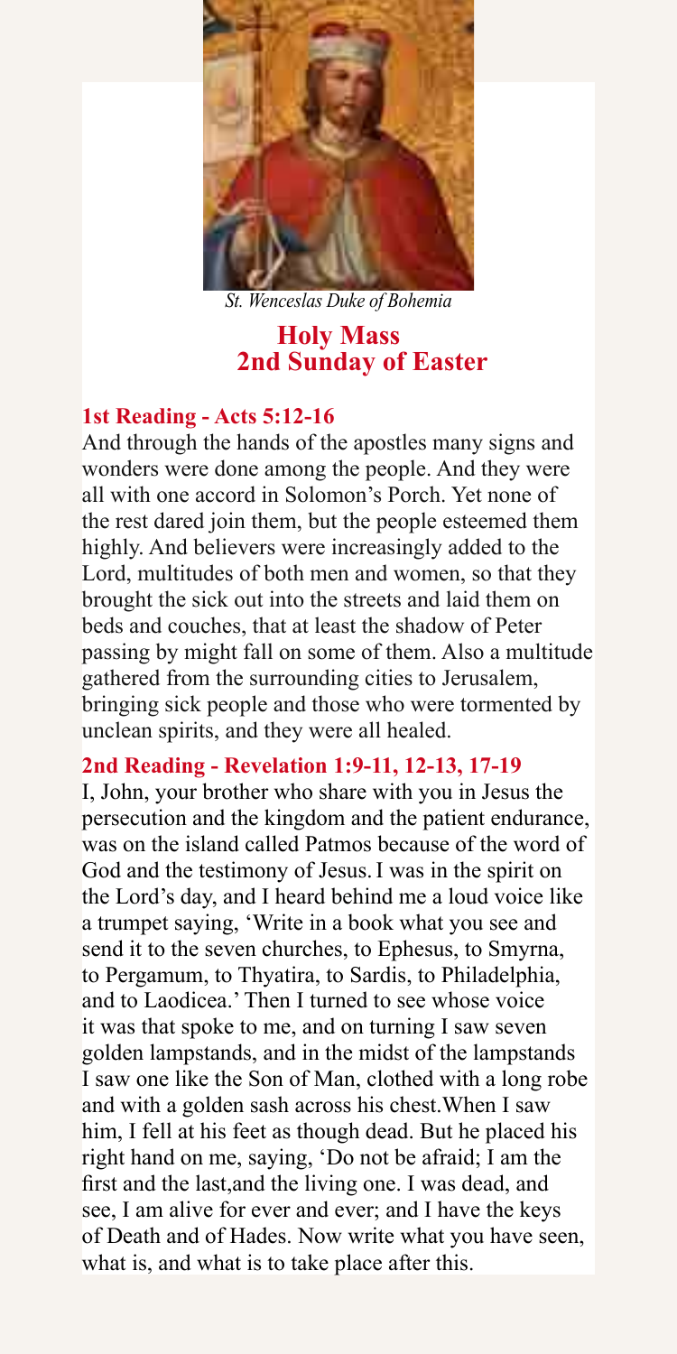*St. Wenceslas Duke of Bohemia*

# Holy Mass
## 2nd Sunday of Easter

### 1st Reading - Acts 5:12-16

And through the hands of the apostles many signs and wonders were done among the people. And they were all with one accord in Solomon's Porch. Yet none of the rest dared join them, but the people esteemed them highly. And believers were increasingly added to the Lord, multitudes of both men and women, so that they brought the sick out into the streets and laid them on beds and couches, that at least the shadow of Peter passing by might fall on some of them. Also a multitude gathered from the surrounding cities to Jerusalem, bringing sick people and those who were tormented by unclean spirits, and they were all healed.

### 2nd Reading - Revelation 1:9-11, 12-13, 17-19

I, John, your brother who share with you in Jesus the persecution and the kingdom and the patient endurance, was on the island called Patmos because of the word of God and the testimony of Jesus. I was in the spirit on the Lord's day, and I heard behind me a loud voice like a trumpet saying, 'Write in a book what you see and send it to the seven churches, to Ephesus, to Smyrna, to Pergamum, to Thyatira, to Sardis, to Philadelphia, and to Laodicea.' Then I turned to see whose voice it was that spoke to me, and on turning I saw seven golden lampstands, and in the midst of the lampstands I saw one like the Son of Man, clothed with a long robe and with a golden sash across his chest. When I saw him, I fell at his feet as though dead. But he placed his right hand on me, saying, 'Do not be afraid; I am the first and the last, and the living one. I was dead, and see, I am alive for ever and ever; and I have the keys of Death and of Hades. Now write what you have seen, what is, and what is to take place after this.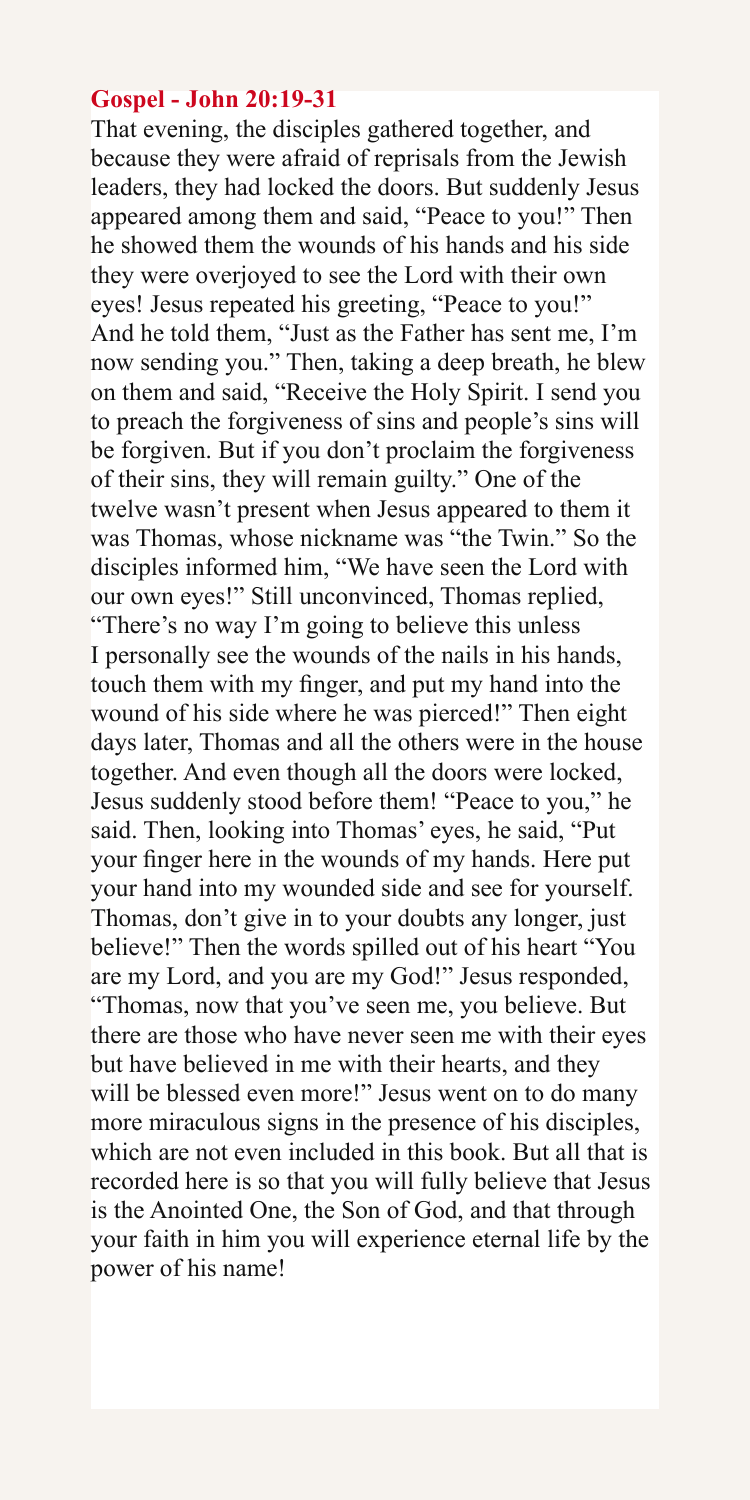## Gospel - John 20:19-31

That evening, the disciples gathered together, and because they were afraid of reprisals from the Jewish leaders, they had locked the doors. But suddenly Jesus appeared among them and said, "Peace to you!" Then he showed them the wounds of his hands and his side they were overjoyed to see the Lord with their own eyes! Jesus repeated his greeting, "Peace to you!" And he told them, "Just as the Father has sent me, I'm now sending you." Then, taking a deep breath, he blew on them and said, "Receive the Holy Spirit. I send you to preach the forgiveness of sins and people's sins will be forgiven. But if you don't proclaim the forgiveness of their sins, they will remain guilty." One of the twelve wasn't present when Jesus appeared to them it was Thomas, whose nickname was "the Twin." So the disciples informed him, "We have seen the Lord with our own eyes!" Still unconvinced, Thomas replied, "There's no way I'm going to believe this unless I personally see the wounds of the nails in his hands, touch them with my finger, and put my hand into the wound of his side where he was pierced!" Then eight days later, Thomas and all the others were in the house together. And even though all the doors were locked, Jesus suddenly stood before them! "Peace to you," he said. Then, looking into Thomas' eyes, he said, "Put your finger here in the wounds of my hands. Here put your hand into my wounded side and see for yourself. Thomas, don't give in to your doubts any longer, just believe!" Then the words spilled out of his heart "You are my Lord, and you are my God!" Jesus responded, "Thomas, now that you've seen me, you believe. But there are those who have never seen me with their eyes but have believed in me with their hearts, and they will be blessed even more!" Jesus went on to do many more miraculous signs in the presence of his disciples, which are not even included in this book. But all that is recorded here is so that you will fully believe that Jesus is the Anointed One, the Son of God, and that through your faith in him you will experience eternal life by the power of his name!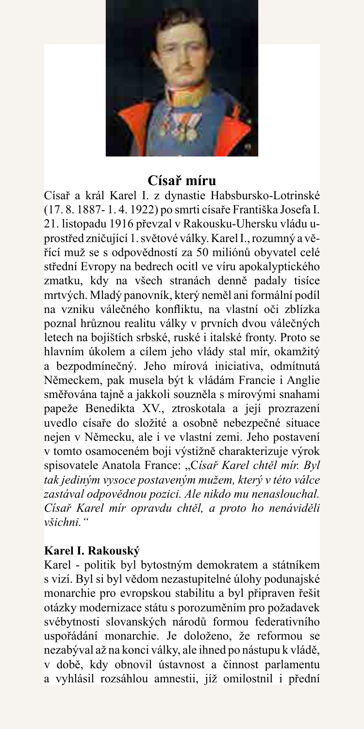## Císař míru

Císař a král Karel I. z dynastie Habsbursko-Lotrinské (17. 8. 1887- 1. 4. 1922) po smrti císaře Františka Josefa I. 21. listopadu 1916 převzal v Rakousku-Uhersku vládu uprostřed zničující 1. světové války. Karel I., rozumný a věřící muž se s odpovědností za 50 miliónů obyvatel celé střední Evropy na bedrech ocitl ve víru apokalyptického zmatku, kdy na všech stranách denně padaly tisíce mrtvých. Mladý panovník, který neměl ani formální podíl na vzniku válečného konfliktu, na vlastní oči zblízka poznal hrůznou realitu války v prvních dvou válečných letech na bojištích srbské, ruské i italské fronty. Proto se hlavním úkolem a cílem jeho vlády stal mír, okamžitý a bezpodmínečný. Jeho mírová iniciativa, odmítnutá Německem, pak musela být k vládám Francie i Anglie směřována tajně a jakkoli souzněla s mírovými snahami papeže Benedikta XV., ztroskotala a její prozrazení uvedlo císaře do složité a osobně nebezpečné situace nejen v Německu, ale i ve vlastní zemi. Jeho postavení v tomto osamoceném boji výstižně charakterizuje výrok spisovatele Anatola France: „*Císař Karel chtěl mír. Byl tak jediným vysoce postaveným mužem, který v této válce zastával odpovědnou pozici. Ale nikdo mu nenaslouchal. Císař Karel mír opravdu chtěl, a proto ho nenáviděli všichni.“*

### Karel I. Rakouský

Karel - politik byl bytostným demokratem a státníkem s vizí. Byl si byl vědom nezastupitelné úlohy podunajské monarchie pro evropskou stabilitu a byl připraven řešit otázky modernizace státu s porozuměním pro požadavek svébytnosti slovanských národů formou federativního uspořádání monarchie. Je doloženo, že reformou se nezabýval až na konci války, ale ihned po nástupu k vládě, v době, kdy obnovil ústavnost a činnost parlamentu a vyhlásil rozsáhlou amnestii, jíž omilostnil i přední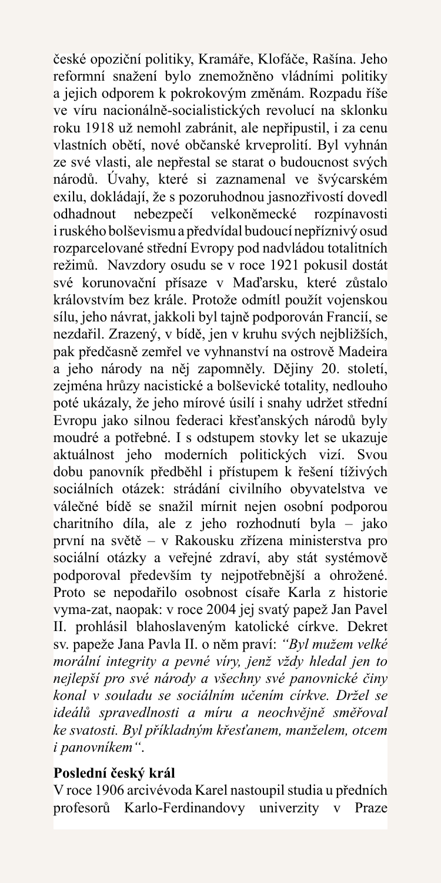české opoziční politiky, Kramáře, Klofáče, Rašína. Jeho reformní snažení bylo znemožněno vládními politiky a jejich odporem k pokrokovým změnám. Rozpadu říše ve víru nacionálně-socialistických revolucí na sklonku roku 1918 už nemohl zabránit, ale nepřipustil, i za cenu vlastních obětí, nové občanské krveprolití. Byl vyhnán ze své vlasti, ale nepřestal se starat o budoucnost svých národů. Úvahy, které si zaznamenal ve švýcarském exilu, dokládají, že s pozoruhodnou jasnozřivostí dovedl odhadnout nebezpečí velkoněmecké rozpínavosti i ruského bolševismu a předvídal budoucí nepříznivý osud rozparcelované střední Evropy pod nadvládou totalitních režimů. Navzdory osudu se v roce 1921 pokusil dostát své korunovační přísaze v Maďarsku, které zůstalo královstvím bez krále. Protože odmítl použít vojenskou sílu, jeho návrat, jakkoli byl tajně podporován Francií, se nezdařil. Zrazený, v bídě, jen v kruhu svých nejbližších, pak předčasně zemřel ve vyhnanství na ostrově Madeira a jeho národy na něj zapomněly. Dějiny 20. století, zejména hrůzy nacistické a bolševické totality, nedlouho poté ukázaly, že jeho mírové úsilí i snahy udržet střední Evropu jako silnou federaci křesťanských národů byly moudré a potřebné. I s odstupem stovky let se ukazuje aktuálnost jeho moderních politických vizí. Svou dobu panovník předběhl i přístupem k řešení tíživých sociálních otázek: strádání civilního obyvatelstva ve válečné bídě se snažil mírnit nejen osobní podporou charitního díla, ale z jeho rozhodnutí byla – jako první na světě – v Rakousku zřízena ministerstva pro sociální otázky a veřejné zdraví, aby stát systémově podporoval především ty nejpotřebnější a ohrožené. Proto se nepodařilo osobnost císaře Karla z historie vyma-zat, naopak: v roce 2004 jej svatý papež Jan Pavel II. prohlásil blahoslaveným katolické církve. Dekret sv. papeže Jana Pavla II. o něm praví: *"Byl mužem velké morální integrity a pevné víry, jenž vždy hledal jen to nejlepší pro své národy a všechny své panovnické činy konal v souladu se sociálním učením církve. Držel se ideálů spravedlnosti a míru a neochvějně směřoval ke svatosti. Byl příkladným křesťanem, manželem, otcem i panovníkem"*.

**Poslední český král**

V roce 1906 arcivévoda Karel nastoupil studia u předních profesorů Karlo-Ferdinandovy univerzity v Praze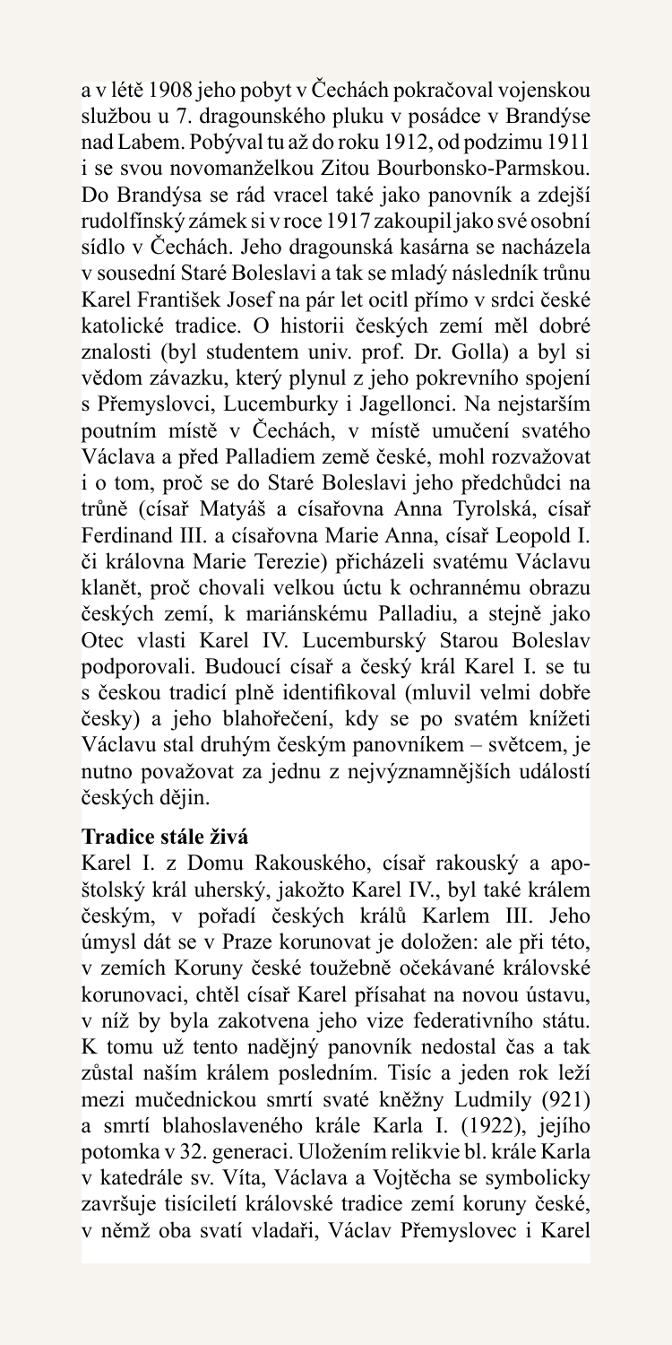a v létě 1908 jeho pobyt v Čechách pokračoval vojenskou službou u 7. dragounského pluku v posádce v Brandýse nad Labem. Pobýval tu až do roku 1912, od podzimu 1911 i se svou novomanželkou Zitou Bourbonsko-Parmskou. Do Brandýsa se rád vracel také jako panovník a zdejší rudolfínský zámek si v roce 1917 zakoupil jako své osobní sídlo v Čechách. Jeho dragounská kasárna se nacházela v sousední Staré Boleslavi a tak se mladý následník trůnu Karel František Josef na pár let ocitl přímo v srdci české katolické tradice. O historii českých zemí měl dobré znalosti (byl studentem univ. prof. Dr. Golla) a byl si vědom závazku, který plynul z jeho pokrevního spojení s Přemyslovci, Lucemburky i Jagellonci. Na nejstarším poutním místě v Čechách, v místě umučení svatého Václava a před Palladiem země české, mohl rozvažovat i o tom, proč se do Staré Boleslavi jeho předchůdci na trůně (císař Matyáš a císařovna Anna Tyrolská, císař Ferdinand III. a císařovna Marie Anna, císař Leopold I. či královna Marie Terezie) přicházeli svatému Václavu klanět, proč chovali velkou úctu k ochrannému obrazu českých zemí, k mariánskému Palladiu, a stejně jako Otec vlasti Karel IV. Lucemburský Starou Boleslav podporovali. Budoucí císař a český král Karel I. se tu s českou tradicí plně identifikoval (mluvil velmi dobře česky) a jeho blahořečení, kdy se po svatém knížeti Václavu stal druhým českým panovníkem – světcem, je nutno považovat za jednu z nejvýznamnějších událostí českých dějin.

**Tradice stále živá**

Karel I. z Domu Rakouského, císař rakouský a apoštolský král uherský, jakožto Karel IV., byl také králem českým, v pořadí českých králů Karlem III. Jeho úmysl dát se v Praze korunovat je doložen: ale při této, v zemích Koruny české toužebně očekávané královské korunovaci, chtěl císař Karel přísahat na novou ústavu, v níž by byla zakotvena jeho vize federativního státu. K tomu už tento nadějný panovník nedostal čas a tak zůstal naším králem posledním. Tisíc a jeden rok leží mezi mučednickou smrtí svaté kněžny Ludmily (921) a smrtí blahoslaveného krále Karla I. (1922), jejího potomka v 32. generaci. Uložením relikvie bl. krále Karla v katedrále sv. Víta, Václava a Vojtěcha se symbolicky završuje tisíciletí královské tradice zemí koruny české, v němž oba svatí vladaři, Václav Přemyslovec i Karel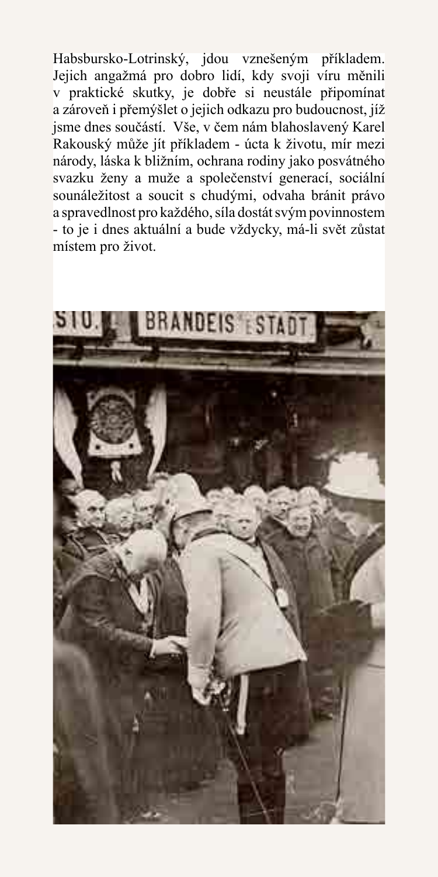Habsbursko-Lotrinský, jdou vznešeným příkladem. Jejich angažmá pro dobro lidí, kdy svoji víru měnili v praktické skutky, je dobře si neustále připomínat a zároveň i přemýšlet o jejich odkazu pro budoucnost, jíž jsme dnes součástí. Vše, v čem nám blahoslavený Karel Rakouský může jít příkladem - úcta k životu, mír mezi národy, láska k bližním, ochrana rodiny jako posvátného svazku ženy a muže a společenství generací, sociální sounáležitost a soucit s chudými, odvaha bránit právo a spravedlnost pro každého, síla dostát svým povinnostem - to je i dnes aktuální a bude vždycky, má-li svět zůstat místem pro život.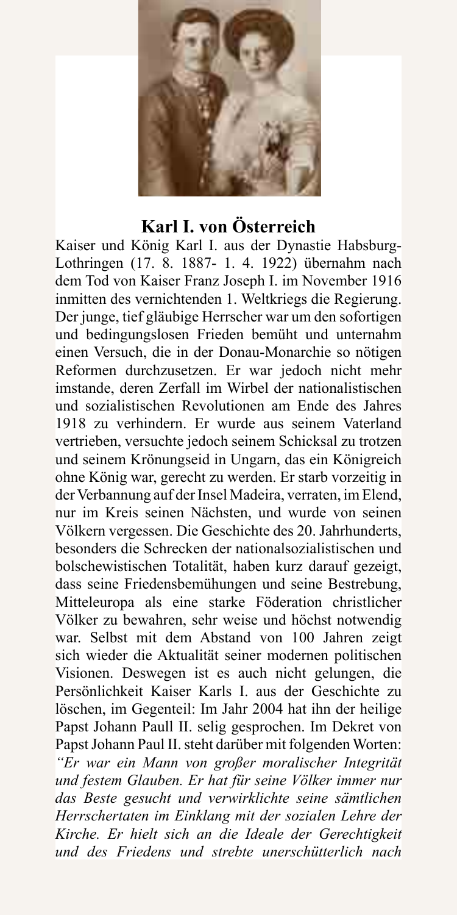## Karl I. von Österreich

Kaiser und König Karl I. aus der Dynastie Habsburg-Lothringen (17. 8. 1887- 1. 4. 1922) übernahm nach dem Tod von Kaiser Franz Joseph I. im November 1916 inmitten des vernichtenden 1. Weltkriegs die Regierung. Der junge, tief gläubige Herrscher war um den sofortigen und bedingungslosen Frieden bemüht und unternahm einen Versuch, die in der Donau-Monarchie so nötigen Reformen durchzusetzen. Er war jedoch nicht mehr imstande, deren Zerfall im Wirbel der nationalistischen und sozialistischen Revolutionen am Ende des Jahres 1918 zu verhindern. Er wurde aus seinem Vaterland vertrieben, versuchte jedoch seinem Schicksal zu trotzen und seinem Krönungseid in Ungarn, das ein Königreich ohne König war, gerecht zu werden. Er starb vorzeitig in der Verbannung auf der Insel Madeira, verraten, im Elend, nur im Kreis seinen Nächsten, und wurde von seinen Völkern vergessen. Die Geschichte des 20. Jahrhunderts, besonders die Schrecken der nationalsozialistischen und bolschewistischen Totalität, haben kurz darauf gezeigt, dass seine Friedensbemühungen und seine Bestrebung, Mitteleuropa als eine starke Föderation christlicher Völker zu bewahren, sehr weise und höchst notwendig war. Selbst mit dem Abstand von 100 Jahren zeigt sich wieder die Aktualität seiner modernen politischen Visionen. Deswegen ist es auch nicht gelungen, die Persönlichkeit Kaiser Karls I. aus der Geschichte zu löschen, im Gegenteil: Im Jahr 2004 hat ihn der heilige Papst Johann Paull II. selig gesprochen. Im Dekret von Papst Johann Paul II. steht darüber mit folgenden Worten: *"Er war ein Mann von großer moralischer Integrität und festem Glauben. Er hat für seine Völker immer nur das Beste gesucht und verwirklichte seine sämtlichen Herrschertaten im Einklang mit der sozialen Lehre der Kirche. Er hielt sich an die Ideale der Gerechtigkeit und des Friedens und strebte unerschütterlich nach*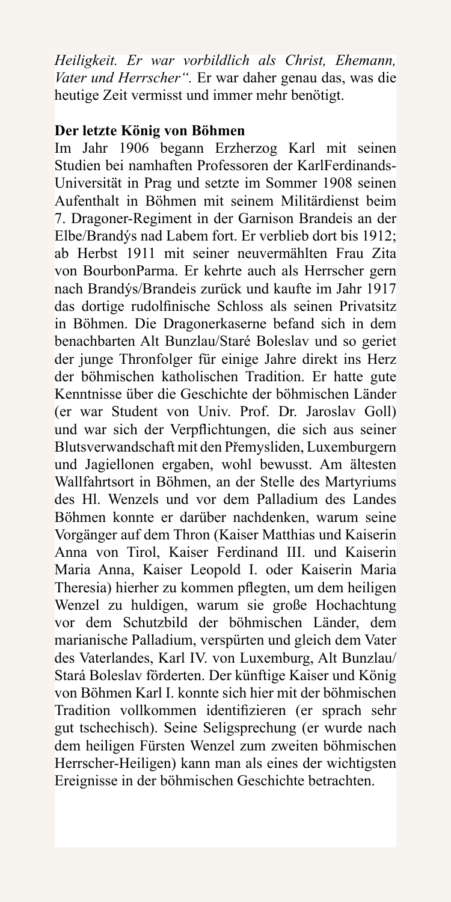*Heiligkeit. Er war vorbildlich als Christ, Ehemann, Vater und Herrscher".* Er war daher genau das, was die heutige Zeit vermisst und immer mehr benötigt.

**Der letzte König von Böhmen**

Im Jahr 1906 begann Erzherzog Karl mit seinen Studien bei namhaften Professoren der KarlFerdinands-Universität in Prag und setzte im Sommer 1908 seinen Aufenthalt in Böhmen mit seinem Militärdienst beim 7. Dragoner-Regiment in der Garnison Brandeis an der Elbe/Brandýs nad Labem fort. Er verblieb dort bis 1912; ab Herbst 1911 mit seiner neuvermählten Frau Zita von BourbonParma. Er kehrte auch als Herrscher gern nach Brandýs/Brandeis zurück und kaufte im Jahr 1917 das dortige rudolfinische Schloss als seinen Privatsitz in Böhmen. Die Dragonerkaserne befand sich in dem benachbarten Alt Bunzlau/Staré Boleslav und so geriet der junge Thronfolger für einige Jahre direkt ins Herz der böhmischen katholischen Tradition. Er hatte gute Kenntnisse über die Geschichte der böhmischen Länder (er war Student von Univ. Prof. Dr. Jaroslav Goll) und war sich der Verpflichtungen, die sich aus seiner Blutsverwandschaft mit den Přemysliden, Luxemburgern und Jagiellonen ergaben, wohl bewusst. Am ältesten Wallfahrtsort in Böhmen, an der Stelle des Martyriums des Hl. Wenzels und vor dem Palladium des Landes Böhmen konnte er darüber nachdenken, warum seine Vorgänger auf dem Thron (Kaiser Matthias und Kaiserin Anna von Tirol, Kaiser Ferdinand III. und Kaiserin Maria Anna, Kaiser Leopold I. oder Kaiserin Maria Theresia) hierher zu kommen pflegten, um dem heiligen Wenzel zu huldigen, warum sie große Hochachtung vor dem Schutzbild der böhmischen Länder, dem marianische Palladium, verspürten und gleich dem Vater des Vaterlandes, Karl IV. von Luxemburg, Alt Bunzlau/Stará Boleslav förderten. Der künftige Kaiser und König von Böhmen Karl I. konnte sich hier mit der böhmischen Tradition vollkommen identifizieren (er sprach sehr gut tschechisch). Seine Seligsprechung (er wurde nach dem heiligen Fürsten Wenzel zum zweiten böhmischen Herrscher-Heiligen) kann man als eines der wichtigsten Ereignisse in der böhmischen Geschichte betrachten.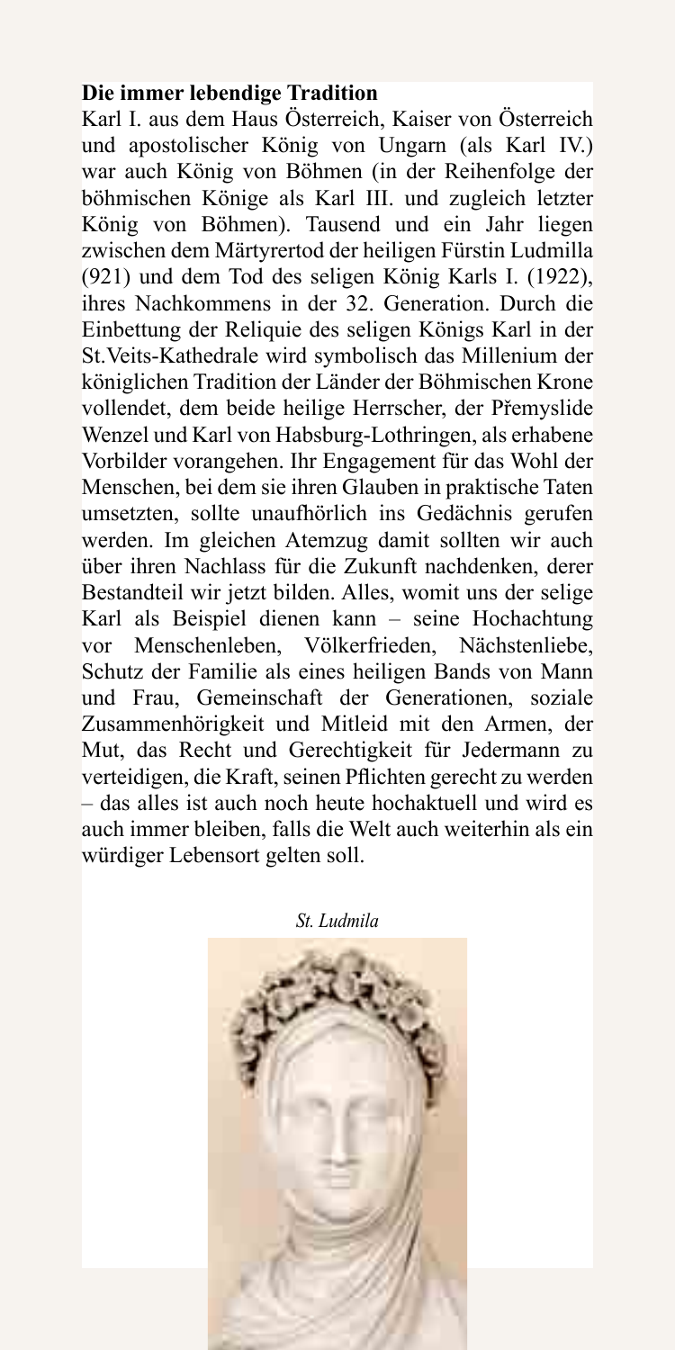**Die immer lebendige Tradition**

Karl I. aus dem Haus Österreich, Kaiser von Österreich und apostolischer König von Ungarn (als Karl IV.) war auch König von Böhmen (in der Reihenfolge der böhmischen Könige als Karl III. und zugleich letzter König von Böhmen). Tausend und ein Jahr liegen zwischen dem Märtyrertod der heiligen Fürstin Ludmilla (921) und dem Tod des seligen König Karls I. (1922), ihres Nachkommens in der 32. Generation. Durch die Einbettung der Reliquie des seligen Königs Karl in der St.Veits-Kathedrale wird symbolisch das Millenium der königlichen Tradition der Länder der Böhmischen Krone vollendet, dem beide heilige Herrscher, der Přemyslide Wenzel und Karl von Habsburg-Lothringen, als erhabene Vorbilder vorangehen. Ihr Engagement für das Wohl der Menschen, bei dem sie ihren Glauben in praktische Taten umsetzten, sollte unaufhörlich ins Gedächnis gerufen werden. Im gleichen Atemzug damit sollten wir auch über ihren Nachlass für die Zukunft nachdenken, derer Bestandteil wir jetzt bilden. Alles, womit uns der selige Karl als Beispiel dienen kann – seine Hochachtung vor Menschenleben, Völkerfrieden, Nächstenliebe, Schutz der Familie als eines heiligen Bands von Mann und Frau, Gemeinschaft der Generationen, soziale Zusammenhörigkeit und Mitleid mit den Armen, der Mut, das Recht und Gerechtigkeit für Jedermann zu verteidigen, die Kraft, seinen Pflichten gerecht zu werden – das alles ist auch noch heute hochaktuell und wird es auch immer bleiben, falls die Welt auch weiterhin als ein würdiger Lebensort gelten soll.

*St. Ludmila*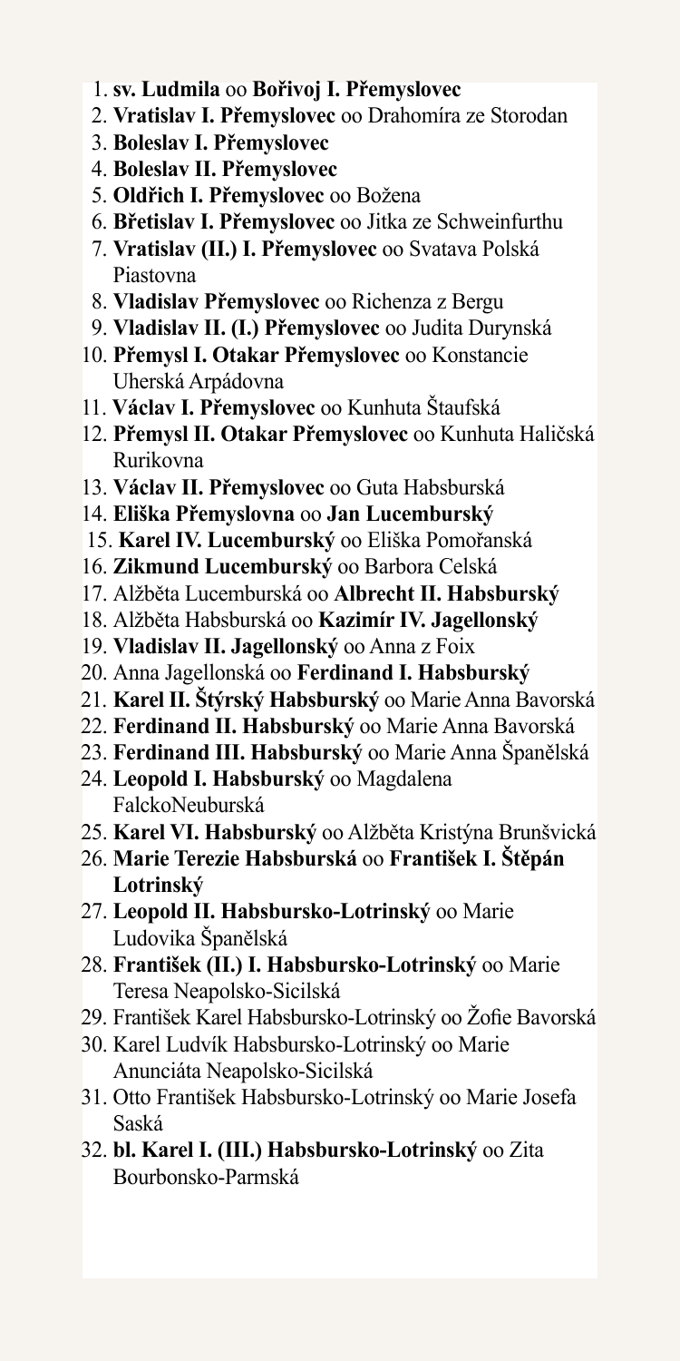1. **sv. Ludmila** oo **Bořivoj I. Přemyslovec**
2. **Vratislav I. Přemyslovec** oo Drahomíra ze Storodan
3. **Boleslav I. Přemyslovec**
4. **Boleslav II. Přemyslovec**
5. **Oldřich I. Přemyslovec** oo Božena
6. **Břetislav I. Přemyslovec** oo Jitka ze Schweinfurthu
7. **Vratislav (II.) I. Přemyslovec** oo Svatava Polská Piastovna
8. **Vladislav Přemyslovec** oo Richenza z Bergu
9. **Vladislav II. (I.) Přemyslovec** oo Judita Durynská
10. **Přemysl I. Otakar Přemyslovec** oo Konstancie Uherská Arpádovna
11. **Václav I. Přemyslovec** oo Kunhuta Štaufská
12. **Přemysl II. Otakar Přemyslovec** oo Kunhuta Haličská Rurikovna
13. **Václav II. Přemyslovec** oo Guta Habsburská
14. **Eliška Přemyslovna** oo **Jan Lucemburský**
15. **Karel IV. Lucemburský** oo Eliška Pomořanská
16. **Zikmund Lucemburský** oo Barbora Celská
17. Alžběta Lucemburská oo **Albrecht II. Habsburský**
18. Alžběta Habsburská oo **Kazimír IV. Jagellonský**
19. **Vladislav II. Jagellonský** oo Anna z Foix
20. Anna Jagellonská oo **Ferdinand I. Habsburský**
21. **Karel II. Štýrský Habsburský** oo Marie Anna Bavorská
22. **Ferdinand II. Habsburský** oo Marie Anna Bavorská
23. **Ferdinand III. Habsburský** oo Marie Anna Španělská
24. **Leopold I. Habsburský** oo Magdalena FalckoNeuburská
25. **Karel VI. Habsburský** oo Alžběta Kristýna Brunšvická
26. **Marie Terezie Habsburská** oo **František I. Štěpán Lotrinský**
27. **Leopold II. Habsbursko-Lotrinský** oo Marie Ludovika Španělská
28. **František (II.) I. Habsbursko-Lotrinský** oo Marie Teresa Neapolsko-Sicilská
29. František Karel Habsbursko-Lotrinský oo Žofie Bavorská
30. Karel Ludvík Habsbursko-Lotrinský oo Marie Anunciáta Neapolsko-Sicilská
31. Otto František Habsbursko-Lotrinský oo Marie Josefa Saská
32. **bl. Karel I. (III.) Habsbursko-Lotrinský** oo Zita Bourbonsko-Parmská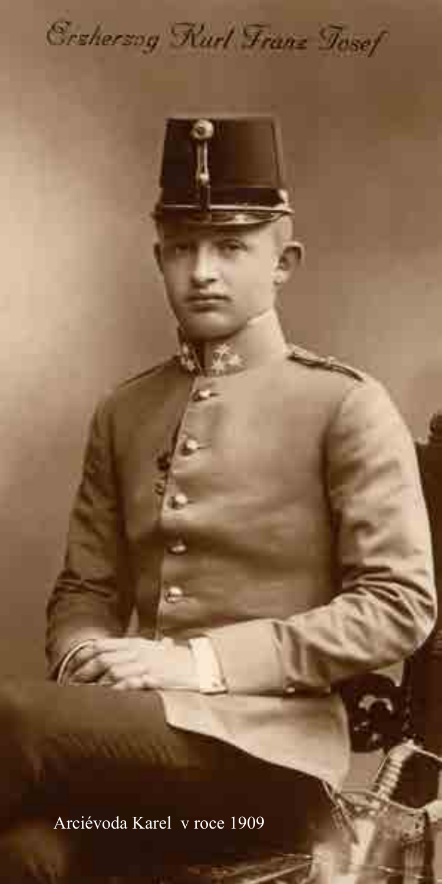Erzherzog Karl Franz Josef

Arciévoda Karel v roce 1909